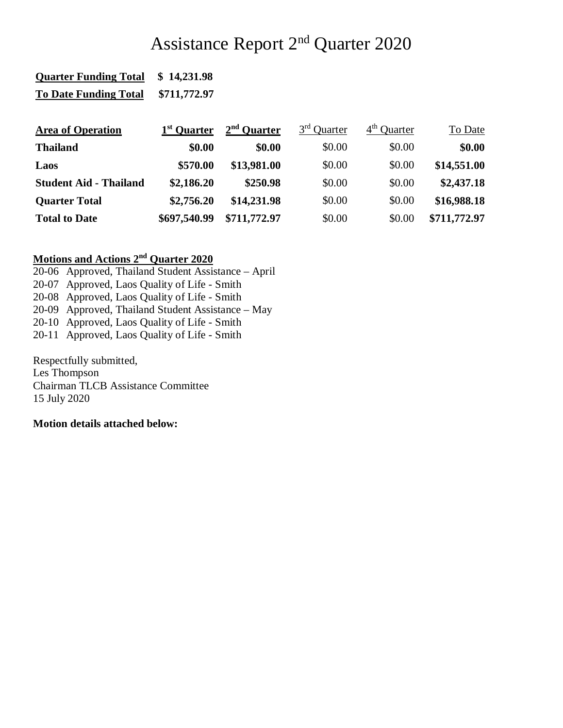# Assistance Report 2nd Quarter 2020

**Quarter Funding Total** **$ 14,231.98**

**To Date Funding Total** **$711,772.97**

| Area of Operation | 1st Quarter | 2nd Quarter | 3rd Quarter | 4th Quarter | To Date |
|---|---|---|---|---|---|
| **Thailand** | **$0.00** | **$0.00** | $0.00 | $0.00 | **$0.00** |
| **Laos** | **$570.00** | **$13,981.00** | $0.00 | $0.00 | **$14,551.00** |
| **Student Aid - Thailand** | **$2,186.20** | **$250.98** | $0.00 | $0.00 | **$2,437.18** |
| **Quarter Total** | **$2,756.20** | **$14,231.98** | $0.00 | $0.00 | **$16,988.18** |
| **Total to Date** | **$697,540.99** | **$711,772.97** | $0.00 | $0.00 | **$711,772.97** |

**Motions and Actions 2nd Quarter 2020**

20-06 Approved, Thailand Student Assistance – April
20-07 Approved, Laos Quality of Life - Smith
20-08 Approved, Laos Quality of Life - Smith
20-09 Approved, Thailand Student Assistance – May
20-10 Approved, Laos Quality of Life - Smith
20-11 Approved, Laos Quality of Life - Smith

Respectfully submitted,
Les Thompson
Chairman TLCB Assistance Committee
15 July 2020

**Motion details attached below:**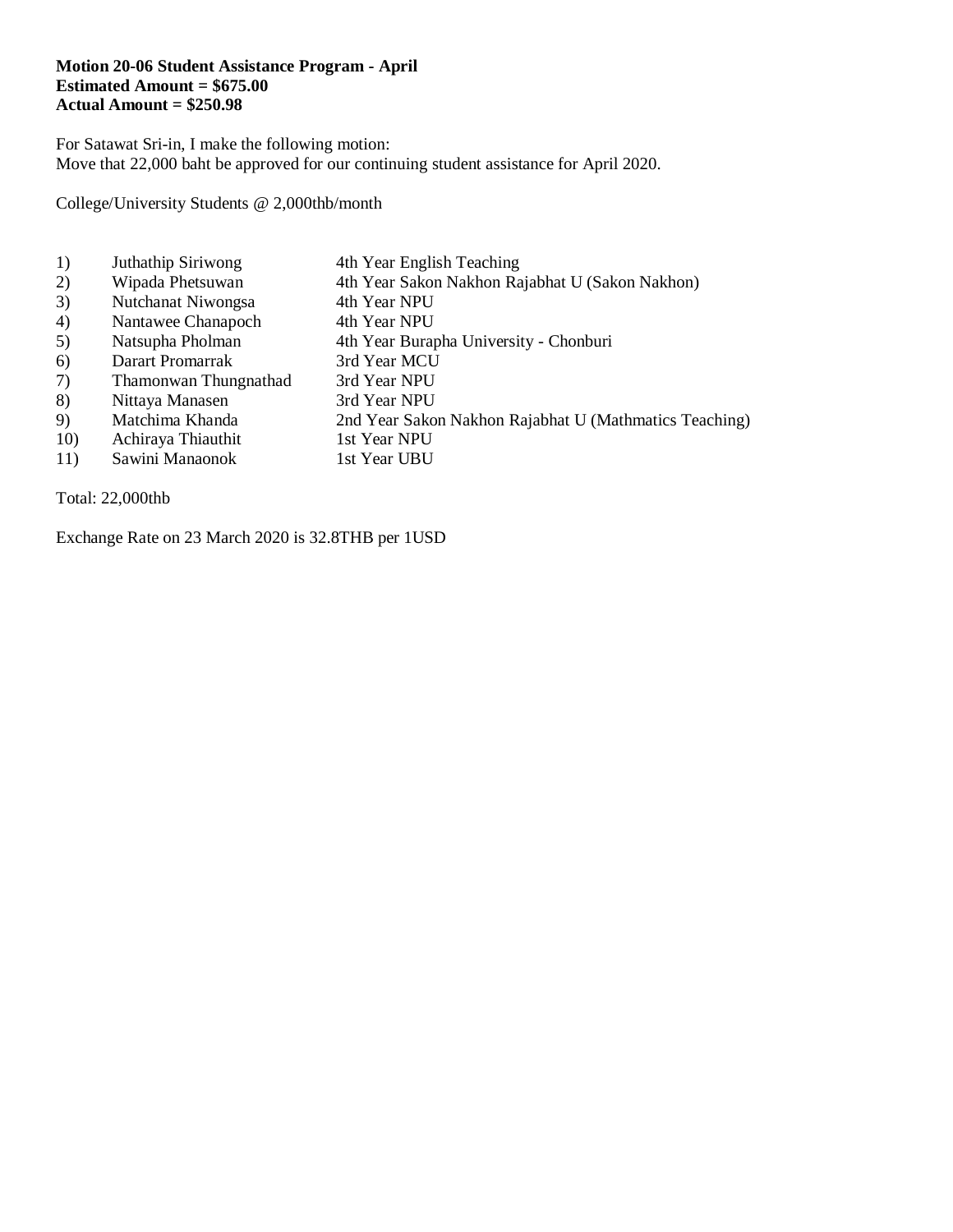**Motion 20-06 Student Assistance Program - April**
**Estimated Amount = $675.00**
**Actual Amount = $250.98**

For Satawat Sri-in, I make the following motion:
Move that 22,000 baht be approved for our continuing student assistance for April 2020.

College/University Students @ 2,000thb/month

| | | |
|---|---|---|
| 1) | Juthathip Siriwong | 4th Year English Teaching |
| 2) | Wipada Phetsuwan | 4th Year Sakon Nakhon Rajabhat U (Sakon Nakhon) |
| 3) | Nutchanat Niwongsa | 4th Year NPU |
| 4) | Nantawee Chanapoch | 4th Year NPU |
| 5) | Natsupha Pholman | 4th Year Burapha University - Chonburi |
| 6) | Darart Promarrak | 3rd Year MCU |
| 7) | Thamonwan Thungnathad | 3rd Year NPU |
| 8) | Nittaya Manasen | 3rd Year NPU |
| 9) | Matchima Khanda | 2nd Year Sakon Nakhon Rajabhat U (Mathmatics Teaching) |
| 10) | Achiraya Thiauthit | 1st Year NPU |
| 11) | Sawini Manaonok | 1st Year UBU |

Total: 22,000thb

Exchange Rate on 23 March 2020 is 32.8THB per 1USD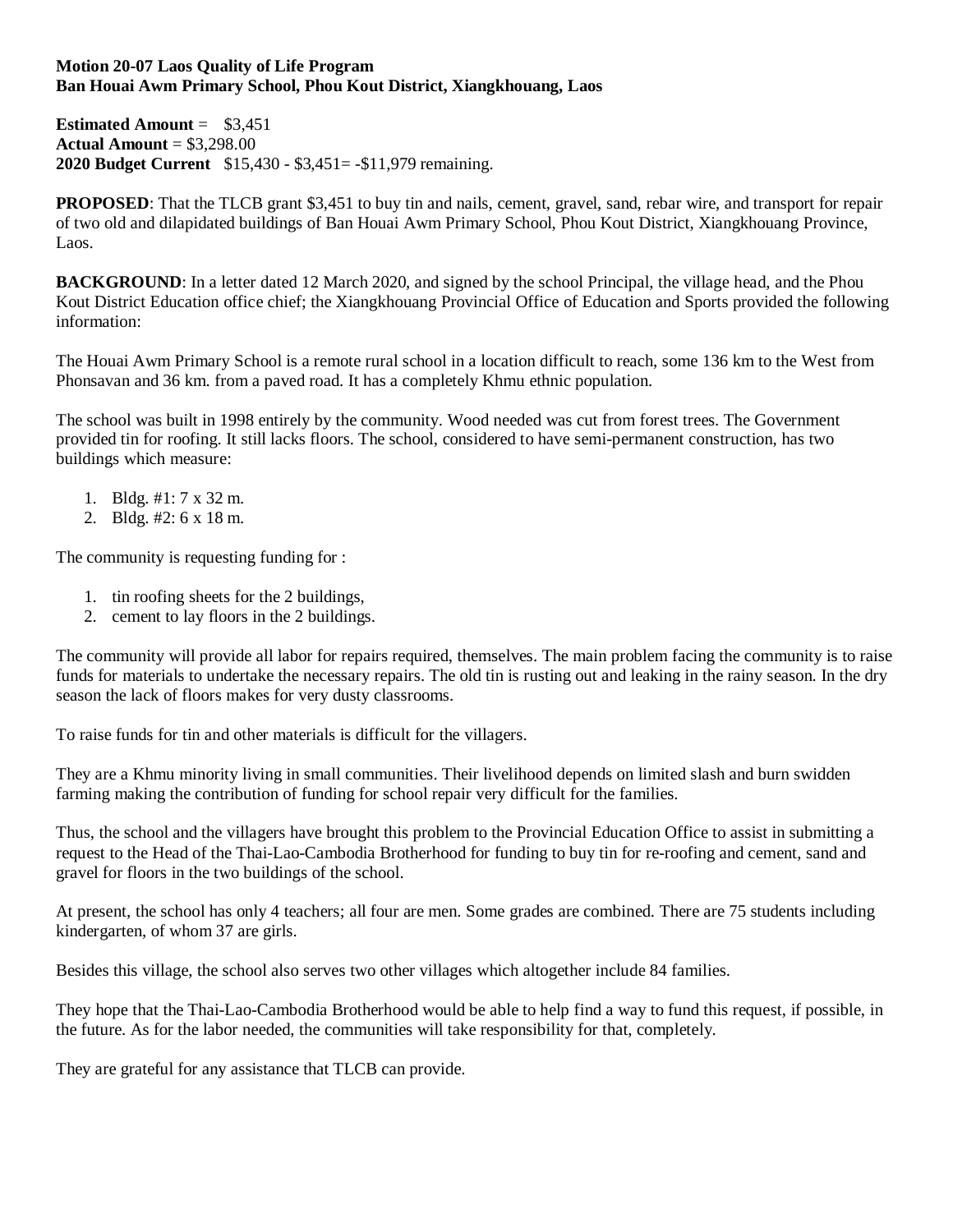**Motion 20-07 Laos Quality of Life Program**
**Ban Houai Awm Primary School, Phou Kout District, Xiangkhouang, Laos**

**Estimated Amount** = $3,451
**Actual Amount** = $3,298.00
**2020 Budget Current** $15,430 - $3,451= -$11,979 remaining.

**PROPOSED**: That the TLCB grant $3,451 to buy tin and nails, cement, gravel, sand, rebar wire, and transport for repair of two old and dilapidated buildings of Ban Houai Awm Primary School, Phou Kout District, Xiangkhouang Province, Laos.

**BACKGROUND**: In a letter dated 12 March 2020, and signed by the school Principal, the village head, and the Phou Kout District Education office chief; the Xiangkhouang Provincial Office of Education and Sports provided the following information:

The Houai Awm Primary School is a remote rural school in a location difficult to reach, some 136 km to the West from Phonsavan and 36 km. from a paved road. It has a completely Khmu ethnic population.

The school was built in 1998 entirely by the community. Wood needed was cut from forest trees. The Government provided tin for roofing. It still lacks floors. The school, considered to have semi-permanent construction, has two buildings which measure:

1. Bldg. #1: 7 x 32 m.
2. Bldg. #2: 6 x 18 m.

The community is requesting funding for :

1. tin roofing sheets for the 2 buildings,
2. cement to lay floors in the 2 buildings.

The community will provide all labor for repairs required, themselves. The main problem facing the community is to raise funds for materials to undertake the necessary repairs. The old tin is rusting out and leaking in the rainy season. In the dry season the lack of floors makes for very dusty classrooms.

To raise funds for tin and other materials is difficult for the villagers.

They are a Khmu minority living in small communities. Their livelihood depends on limited slash and burn swidden farming making the contribution of funding for school repair very difficult for the families.

Thus, the school and the villagers have brought this problem to the Provincial Education Office to assist in submitting a request to the Head of the Thai-Lao-Cambodia Brotherhood for funding to buy tin for re-roofing and cement, sand and gravel for floors in the two buildings of the school.

At present, the school has only 4 teachers; all four are men. Some grades are combined. There are 75 students including kindergarten, of whom 37 are girls.

Besides this village, the school also serves two other villages which altogether include 84 families.

They hope that the Thai-Lao-Cambodia Brotherhood would be able to help find a way to fund this request, if possible, in the future. As for the labor needed, the communities will take responsibility for that, completely.

They are grateful for any assistance that TLCB can provide.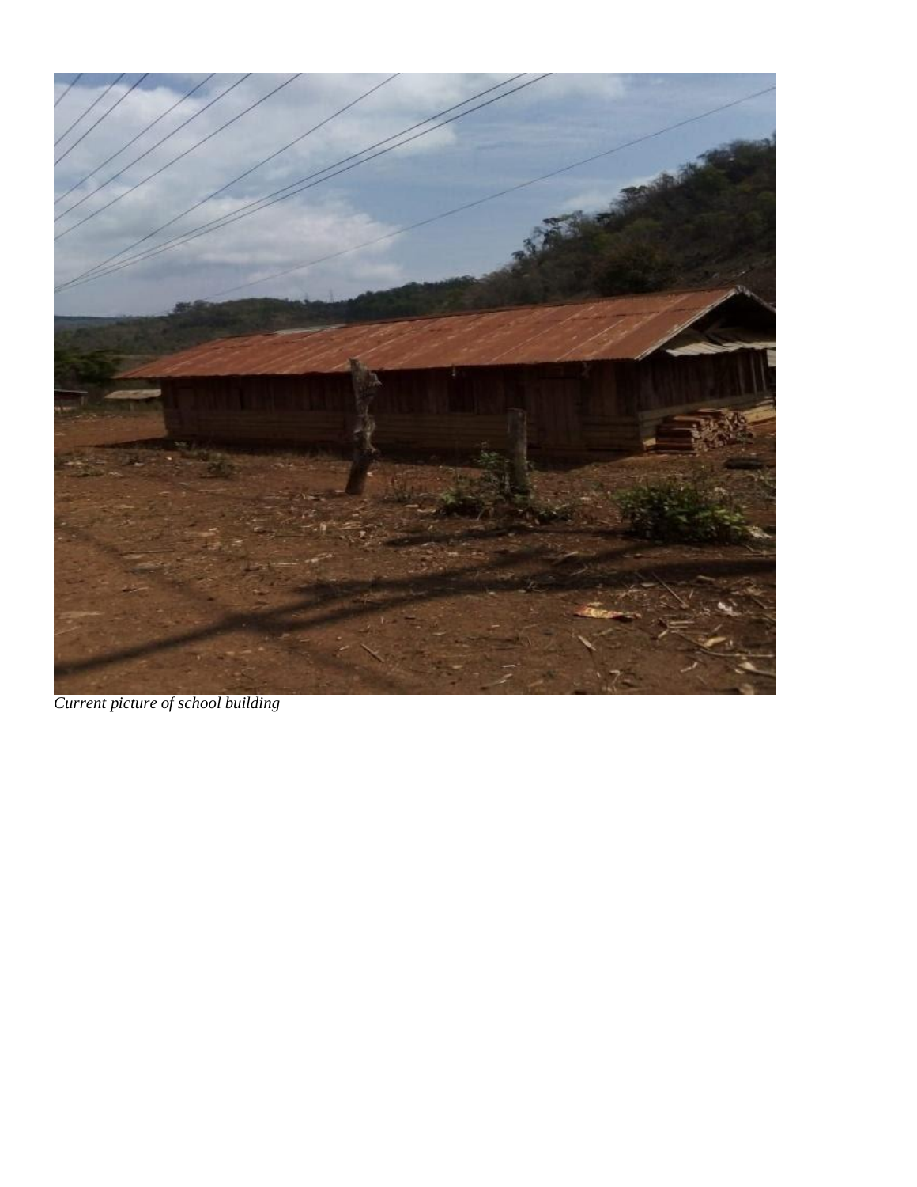*Current picture of school building*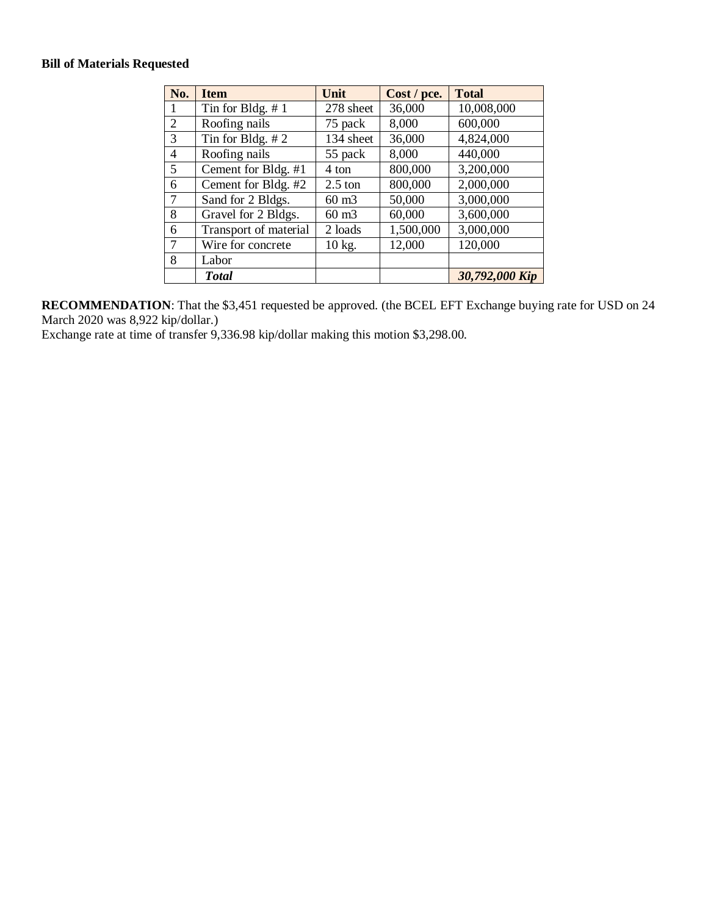**Bill of Materials Requested**

| No. | Item | Unit | Cost / pce. | Total |
|---|---|---|---|---|
| 1 | Tin for Bldg. # 1 | 278 sheet | 36,000 | 10,008,000 |
| 2 | Roofing nails | 75 pack | 8,000 | 600,000 |
| 3 | Tin for Bldg. # 2 | 134 sheet | 36,000 | 4,824,000 |
| 4 | Roofing nails | 55 pack | 8,000 | 440,000 |
| 5 | Cement for Bldg. #1 | 4 ton | 800,000 | 3,200,000 |
| 6 | Cement for Bldg. #2 | 2.5 ton | 800,000 | 2,000,000 |
| 7 | Sand for 2 Bldgs. | 60 m3 | 50,000 | 3,000,000 |
| 8 | Gravel for 2 Bldgs. | 60 m3 | 60,000 | 3,600,000 |
| 6 | Transport of material | 2 loads | 1,500,000 | 3,000,000 |
| 7 | Wire for concrete | 10 kg. | 12,000 | 120,000 |
| 8 | Labor | | | |
| | ***Total*** | | | ***30,792,000 Kip*** |

**RECOMMENDATION**: That the $3,451 requested be approved. (the BCEL EFT Exchange buying rate for USD on 24 March 2020 was 8,922 kip/dollar.)
Exchange rate at time of transfer 9,336.98 kip/dollar making this motion $3,298.00.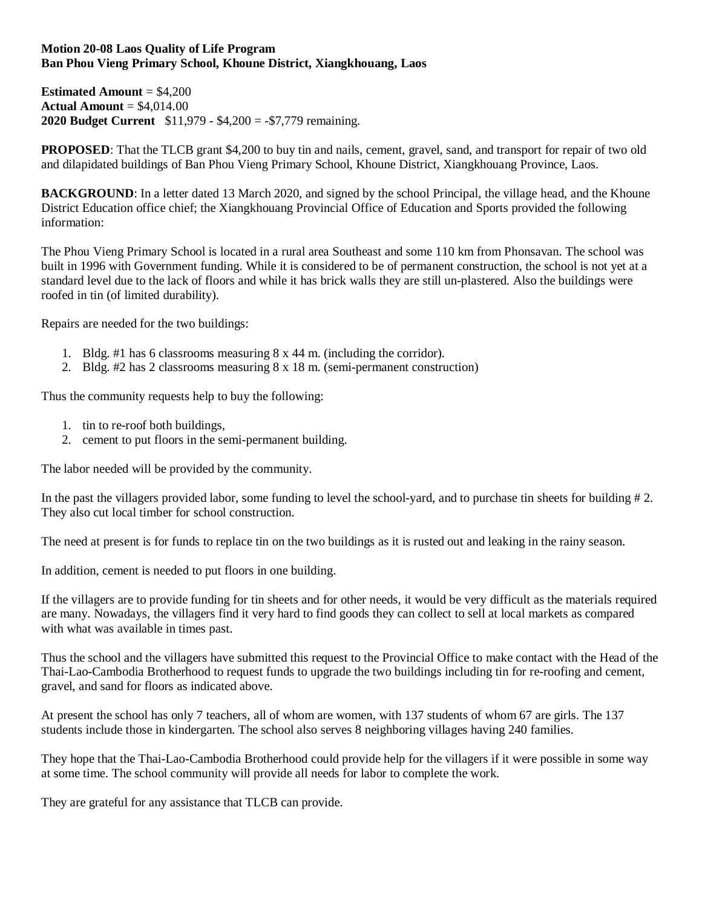**Motion 20-08 Laos Quality of Life Program**
**Ban Phou Vieng Primary School, Khoune District, Xiangkhouang, Laos**

**Estimated Amount** = $4,200
**Actual Amount** = $4,014.00
**2020 Budget Current** $11,979 - $4,200 = -$7,779 remaining.

**PROPOSED**: That the TLCB grant $4,200 to buy tin and nails, cement, gravel, sand, and transport for repair of two old and dilapidated buildings of Ban Phou Vieng Primary School, Khoune District, Xiangkhouang Province, Laos.

**BACKGROUND**: In a letter dated 13 March 2020, and signed by the school Principal, the village head, and the Khoune District Education office chief; the Xiangkhouang Provincial Office of Education and Sports provided the following information:

The Phou Vieng Primary School is located in a rural area Southeast and some 110 km from Phonsavan. The school was built in 1996 with Government funding. While it is considered to be of permanent construction, the school is not yet at a standard level due to the lack of floors and while it has brick walls they are still un-plastered. Also the buildings were roofed in tin (of limited durability).

Repairs are needed for the two buildings:

1. Bldg. #1 has 6 classrooms measuring 8 x 44 m. (including the corridor).
2. Bldg. #2 has 2 classrooms measuring 8 x 18 m. (semi-permanent construction)

Thus the community requests help to buy the following:

1. tin to re-roof both buildings,
2. cement to put floors in the semi-permanent building.

The labor needed will be provided by the community.

In the past the villagers provided labor, some funding to level the school-yard, and to purchase tin sheets for building # 2. They also cut local timber for school construction.

The need at present is for funds to replace tin on the two buildings as it is rusted out and leaking in the rainy season.

In addition, cement is needed to put floors in one building.

If the villagers are to provide funding for tin sheets and for other needs, it would be very difficult as the materials required are many. Nowadays, the villagers find it very hard to find goods they can collect to sell at local markets as compared with what was available in times past.

Thus the school and the villagers have submitted this request to the Provincial Office to make contact with the Head of the Thai-Lao-Cambodia Brotherhood to request funds to upgrade the two buildings including tin for re-roofing and cement, gravel, and sand for floors as indicated above.

At present the school has only 7 teachers, all of whom are women, with 137 students of whom 67 are girls. The 137 students include those in kindergarten. The school also serves 8 neighboring villages having 240 families.

They hope that the Thai-Lao-Cambodia Brotherhood could provide help for the villagers if it were possible in some way at some time. The school community will provide all needs for labor to complete the work.

They are grateful for any assistance that TLCB can provide.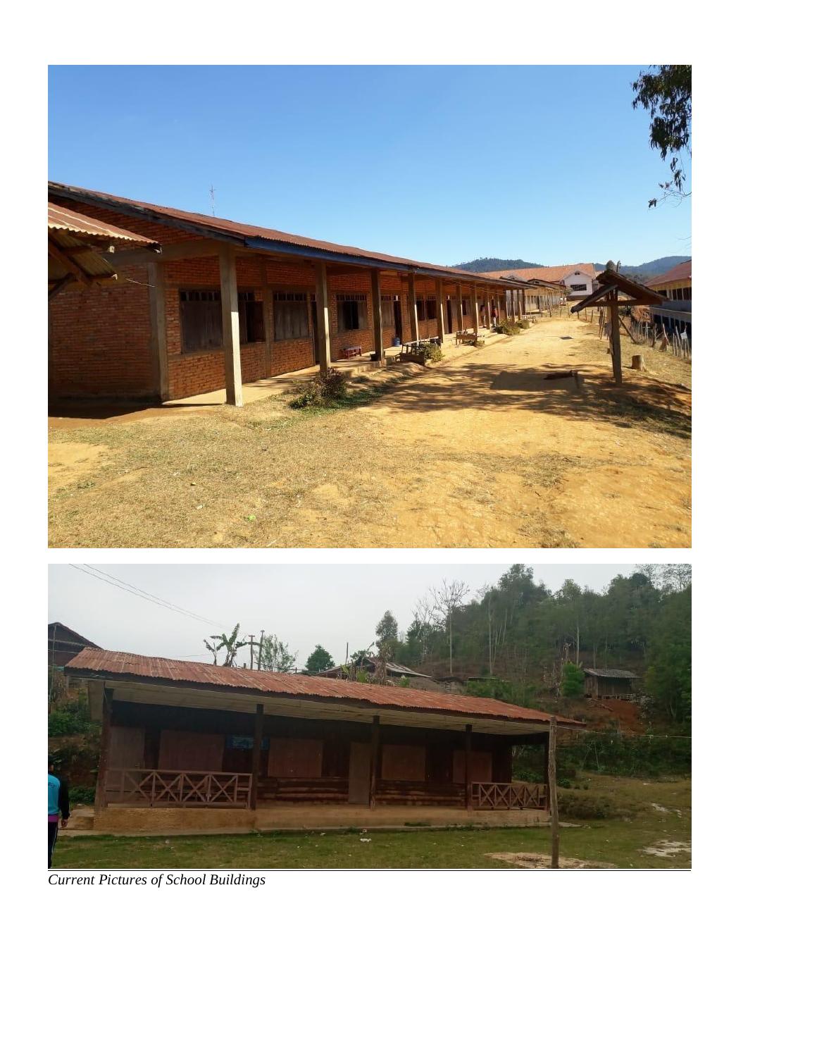*Current Pictures of School Buildings*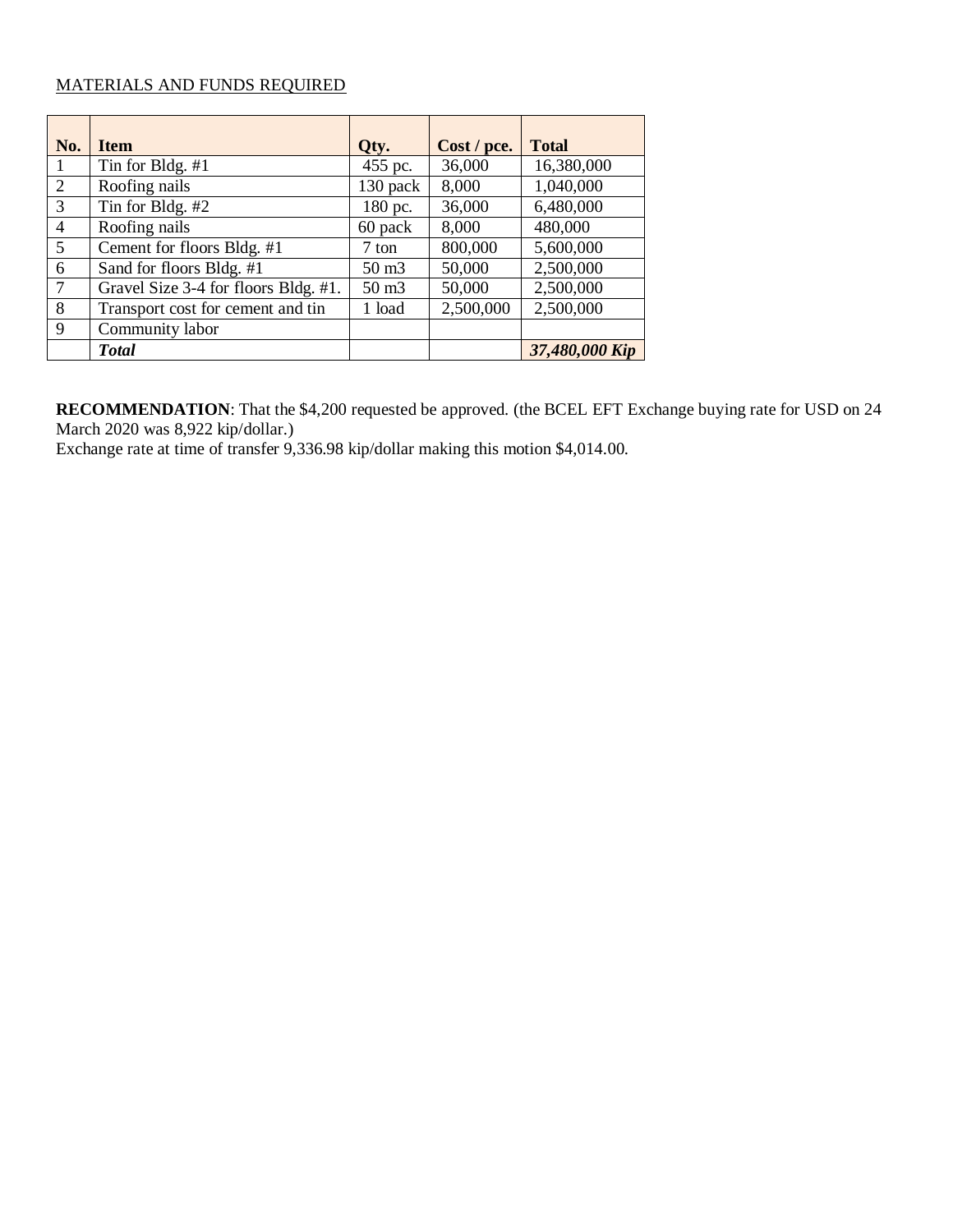<u>MATERIALS AND FUNDS REQUIRED</u>

| No. | Item | Qty. | Cost / pce. | Total |
|---|---|---|---|---|
| 1 | Tin for Bldg. #1 | 455 pc. | 36,000 | 16,380,000 |
| 2 | Roofing nails | 130 pack | 8,000 | 1,040,000 |
| 3 | Tin for Bldg. #2 | 180 pc. | 36,000 | 6,480,000 |
| 4 | Roofing nails | 60 pack | 8,000 | 480,000 |
| 5 | Cement for floors Bldg. #1 | 7 ton | 800,000 | 5,600,000 |
| 6 | Sand for floors Bldg. #1 | 50 m3 | 50,000 | 2,500,000 |
| 7 | Gravel Size 3-4 for floors Bldg. #1. | 50 m3 | 50,000 | 2,500,000 |
| 8 | Transport cost for cement and tin | 1 load | 2,500,000 | 2,500,000 |
| 9 | Community labor | | | |
| | ***Total*** | | | ***37,480,000 Kip*** |

**RECOMMENDATION**: That the $4,200 requested be approved. (the BCEL EFT Exchange buying rate for USD on 24 March 2020 was 8,922 kip/dollar.)
Exchange rate at time of transfer 9,336.98 kip/dollar making this motion $4,014.00.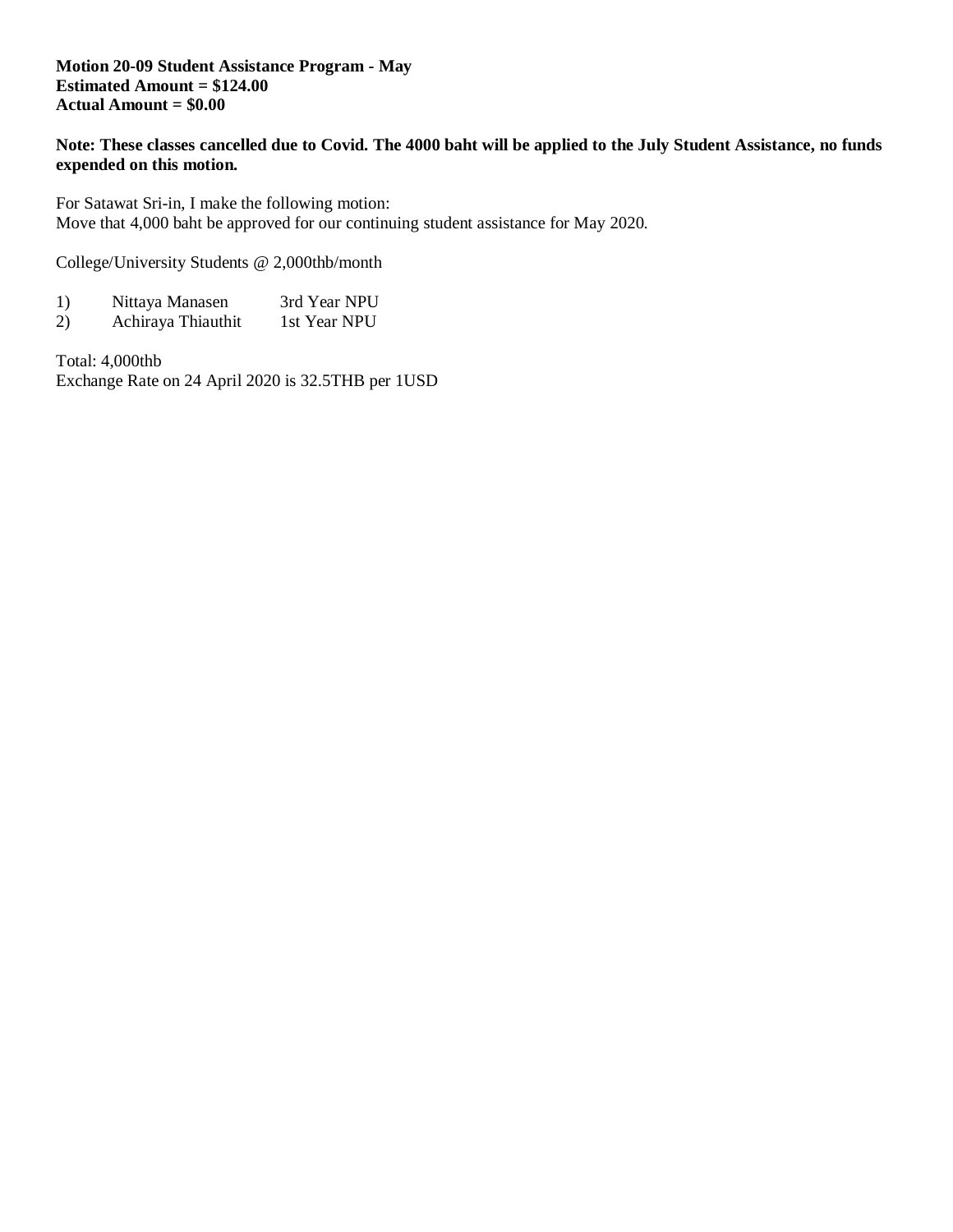**Motion 20-09 Student Assistance Program - May**
**Estimated Amount = $124.00**
**Actual Amount = $0.00**

**Note: These classes cancelled due to Covid. The 4000 baht will be applied to the July Student Assistance, no funds expended on this motion.**

For Satawat Sri-in, I make the following motion:
Move that 4,000 baht be approved for our continuing student assistance for May 2020.

College/University Students @ 2,000thb/month

| | | |
|---|---|---|
| 1) | Nittaya Manasen | 3rd Year NPU |
| 2) | Achiraya Thiauthit | 1st Year NPU |

Total: 4,000thb
Exchange Rate on 24 April 2020 is 32.5THB per 1USD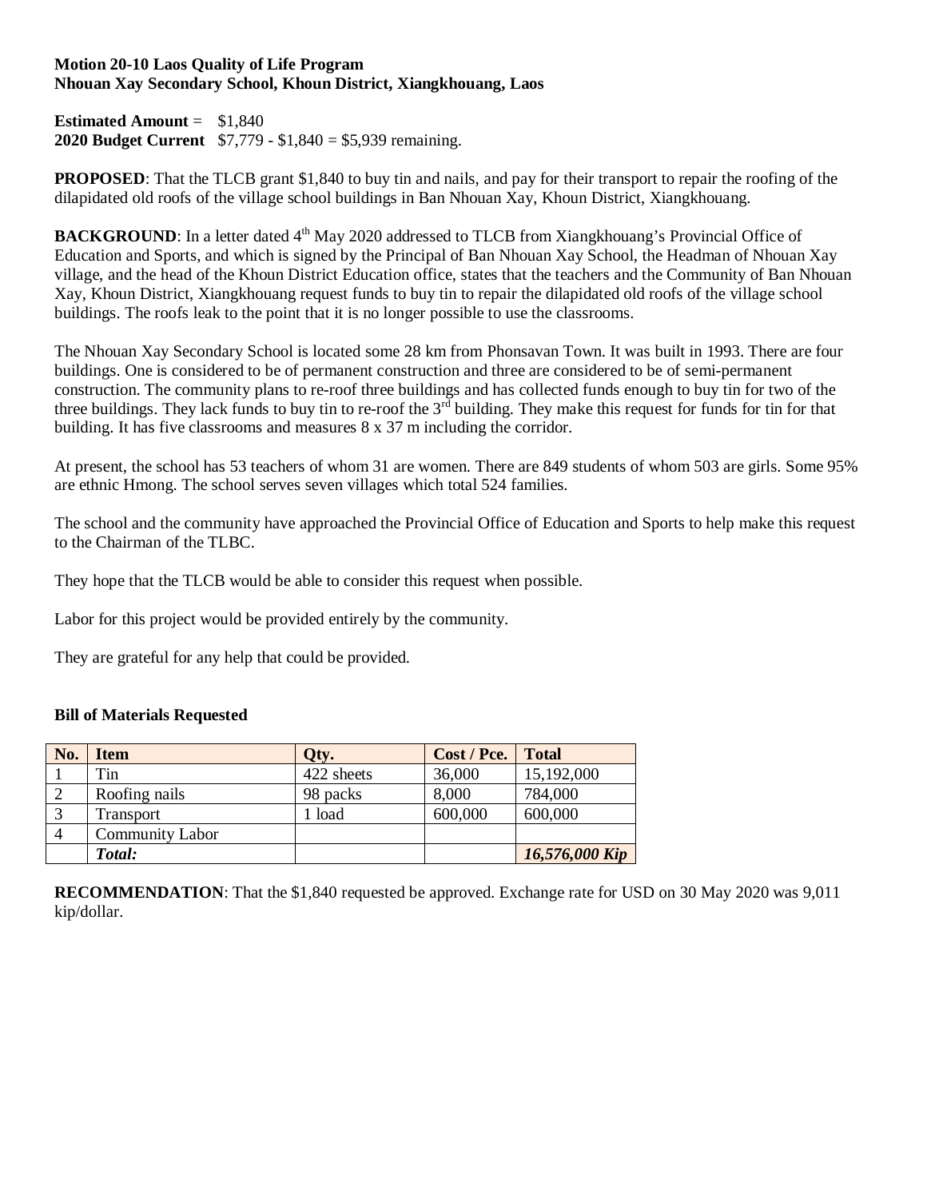**Motion 20-10 Laos Quality of Life Program**
**Nhouan Xay Secondary School, Khoun District, Xiangkhouang, Laos**

**Estimated Amount** = $1,840
**2020 Budget Current** $7,779 - $1,840 = $5,939 remaining.

**PROPOSED**: That the TLCB grant $1,840 to buy tin and nails, and pay for their transport to repair the roofing of the dilapidated old roofs of the village school buildings in Ban Nhouan Xay, Khoun District, Xiangkhouang.

**BACKGROUND**: In a letter dated 4th May 2020 addressed to TLCB from Xiangkhouang's Provincial Office of Education and Sports, and which is signed by the Principal of Ban Nhouan Xay School, the Headman of Nhouan Xay village, and the head of the Khoun District Education office, states that the teachers and the Community of Ban Nhouan Xay, Khoun District, Xiangkhouang request funds to buy tin to repair the dilapidated old roofs of the village school buildings. The roofs leak to the point that it is no longer possible to use the classrooms.

The Nhouan Xay Secondary School is located some 28 km from Phonsavan Town. It was built in 1993. There are four buildings. One is considered to be of permanent construction and three are considered to be of semi-permanent construction. The community plans to re-roof three buildings and has collected funds enough to buy tin for two of the three buildings. They lack funds to buy tin to re-roof the 3rd building. They make this request for funds for tin for that building. It has five classrooms and measures 8 x 37 m including the corridor.

At present, the school has 53 teachers of whom 31 are women. There are 849 students of whom 503 are girls. Some 95% are ethnic Hmong. The school serves seven villages which total 524 families.

The school and the community have approached the Provincial Office of Education and Sports to help make this request to the Chairman of the TLBC.

They hope that the TLCB would be able to consider this request when possible.

Labor for this project would be provided entirely by the community.

They are grateful for any help that could be provided.

**Bill of Materials Requested**

| No. | Item | Qty. | Cost / Pce. | Total |
|---|---|---|---|---|
| 1 | Tin | 422 sheets | 36,000 | 15,192,000 |
| 2 | Roofing nails | 98 packs | 8,000 | 784,000 |
| 3 | Transport | 1 load | 600,000 | 600,000 |
| 4 | Community Labor | | | |
| | ***Total:*** | | | ***16,576,000 Kip*** |

**RECOMMENDATION**: That the $1,840 requested be approved. Exchange rate for USD on 30 May 2020 was 9,011 kip/dollar.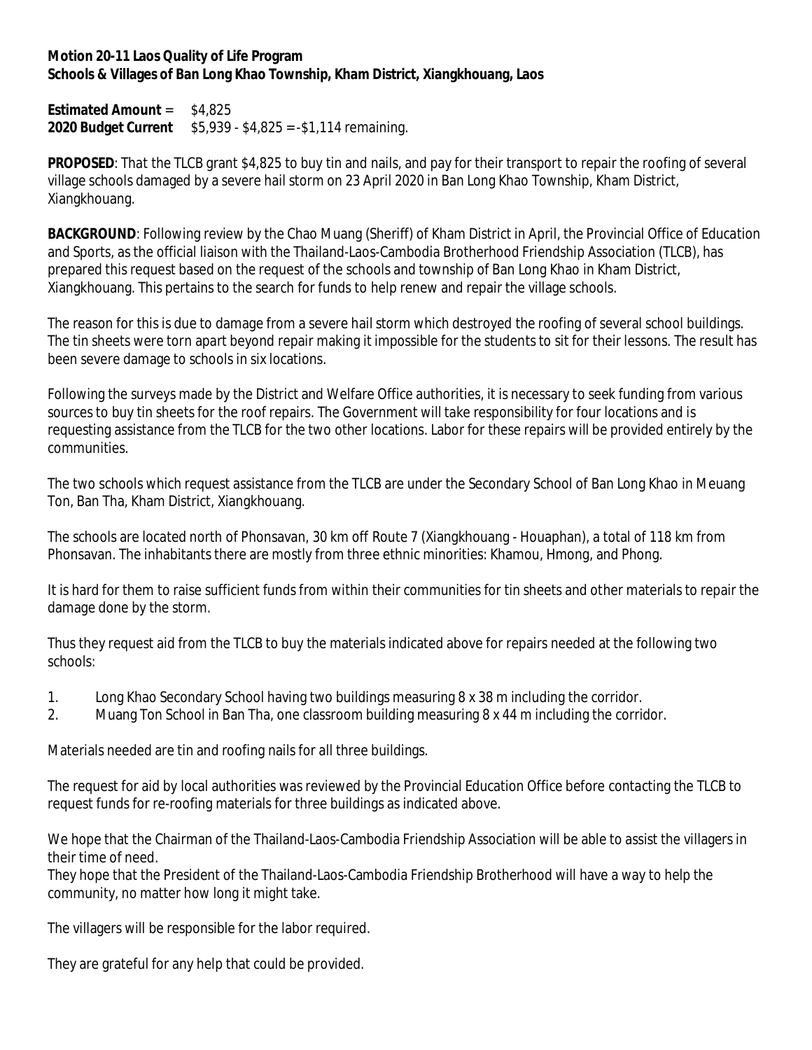**Motion 20-11 Laos Quality of Life Program**
**Schools & Villages of Ban Long Khao Township, Kham District, Xiangkhouang, Laos**

**Estimated Amount** = $4,825
**2020 Budget Current** $5,939 - $4,825 = -$1,114 remaining.

**PROPOSED**: That the TLCB grant $4,825 to buy tin and nails, and pay for their transport to repair the roofing of several village schools damaged by a severe hail storm on 23 April 2020 in Ban Long Khao Township, Kham District, Xiangkhouang.

**BACKGROUND**: Following review by the Chao Muang (Sheriff) of Kham District in April, the Provincial Office of Education and Sports, as the official liaison with the Thailand-Laos-Cambodia Brotherhood Friendship Association (TLCB), has prepared this request based on the request of the schools and township of Ban Long Khao in Kham District, Xiangkhouang. This pertains to the search for funds to help renew and repair the village schools.

The reason for this is due to damage from a severe hail storm which destroyed the roofing of several school buildings. The tin sheets were torn apart beyond repair making it impossible for the students to sit for their lessons. The result has been severe damage to schools in six locations.

Following the surveys made by the District and Welfare Office authorities, it is necessary to seek funding from various sources to buy tin sheets for the roof repairs. The Government will take responsibility for four locations and is requesting assistance from the TLCB for the two other locations. Labor for these repairs will be provided entirely by the communities.

The two schools which request assistance from the TLCB are under the Secondary School of Ban Long Khao in Meuang Ton, Ban Tha, Kham District, Xiangkhouang.

The schools are located north of Phonsavan, 30 km off Route 7 (Xiangkhouang - Houaphan), a total of 118 km from Phonsavan. The inhabitants there are mostly from three ethnic minorities: Khamou, Hmong, and Phong.

It is hard for them to raise sufficient funds from within their communities for tin sheets and other materials to repair the damage done by the storm.

Thus they request aid from the TLCB to buy the materials indicated above for repairs needed at the following two schools:

1. Long Khao Secondary School having two buildings measuring 8 x 38 m including the corridor.
2. Muang Ton School in Ban Tha, one classroom building measuring 8 x 44 m including the corridor.

Materials needed are tin and roofing nails for all three buildings.

The request for aid by local authorities was reviewed by the Provincial Education Office before contacting the TLCB to request funds for re-roofing materials for three buildings as indicated above.

We hope that the Chairman of the Thailand-Laos-Cambodia Friendship Association will be able to assist the villagers in their time of need.
They hope that the President of the Thailand-Laos-Cambodia Friendship Brotherhood will have a way to help the community, no matter how long it might take.

The villagers will be responsible for the labor required.

They are grateful for any help that could be provided.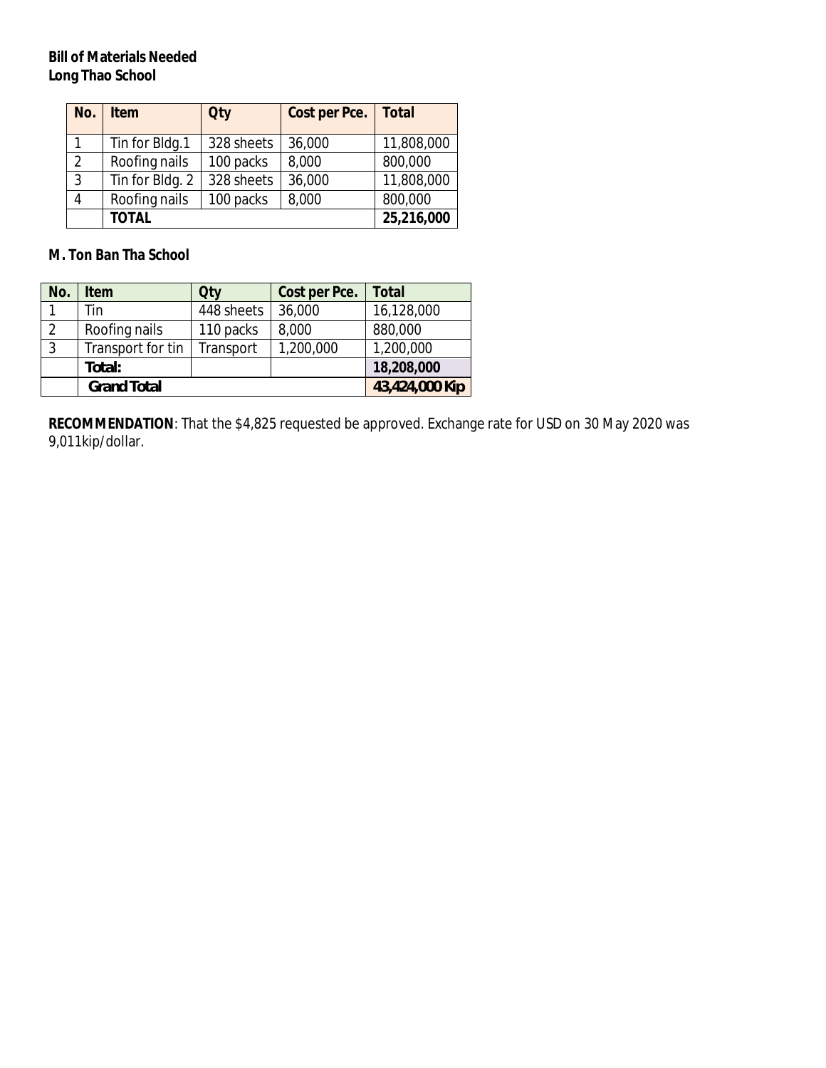**Bill of Materials Needed**
**Long Thao School**

| No. | Item | Qty | Cost per Pce. | Total |
|---|---|---|---|---|
| 1 | Tin for Bldg.1 | 328 sheets | 36,000 | 11,808,000 |
| 2 | Roofing nails | 100 packs | 8,000 | 800,000 |
| 3 | Tin for Bldg. 2 | 328 sheets | 36,000 | 11,808,000 |
| 4 | Roofing nails | 100 packs | 8,000 | 800,000 |
| | **TOTAL** | | | **25,216,000** |

**M. Ton Ban Tha School**

| No. | Item | Qty | Cost per Pce. | Total |
|---|---|---|---|---|
| 1 | Tin | 448 sheets | 36,000 | 16,128,000 |
| 2 | Roofing nails | 110 packs | 8,000 | 880,000 |
| 3 | Transport for tin | Transport | 1,200,000 | 1,200,000 |
| | **Total:** | | | **18,208,000** |
| | **Grand Total** | | | **43,424,000 Kip** |

**RECOMMENDATION**: That the $4,825 requested be approved. Exchange rate for USD on 30 May 2020 was 9,011kip/dollar.